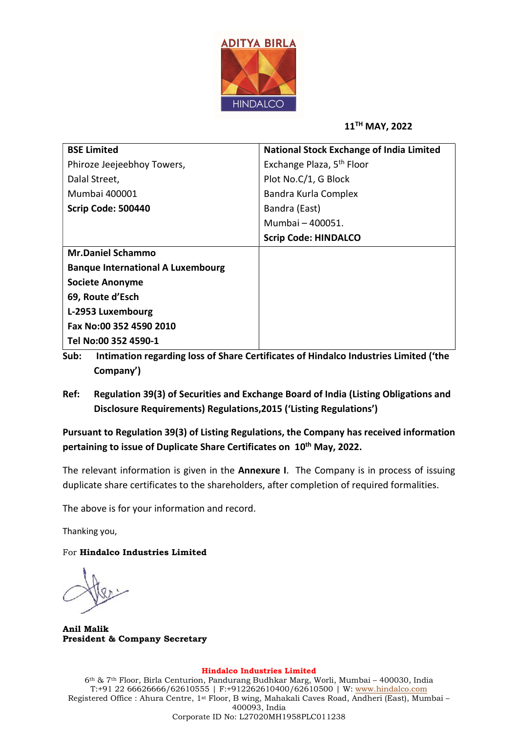ADITYA BIRLA
HINDALCO

**11[TH] MAY, 2022**

| **BSE Limited**<br>Phiroze Jeejeebhoy Towers,<br>Dalal Street,<br>Mumbai 400001<br>**Scrip Code: 500440** | **National Stock Exchange of India Limited**<br>Exchange Plaza, 5th Floor<br>Plot No.C/1, G Block<br>Bandra Kurla Complex<br>Bandra (East)<br>Mumbai – 400051.<br>**Scrip Code: HINDALCO** |
|---|---|
| **Mr.Daniel Schammo**<br>**Banque International A Luxembourg**<br>**Societe Anonyme**<br>**69, Route d'Esch**<br>**L-2953 Luxembourg**<br>**Fax No:00 352 4590 2010**<br>**Tel No:00 352 4590-1** | |

**Sub: Intimation regarding loss of Share Certificates of Hindalco Industries Limited ('the Company')**

**Ref: Regulation 39(3) of Securities and Exchange Board of India (Listing Obligations and Disclosure Requirements) Regulations,2015 ('Listing Regulations')**

**Pursuant to Regulation 39(3) of Listing Regulations, the Company has received information pertaining to issue of Duplicate Share Certificates on 10th May, 2022.**

The relevant information is given in the **Annexure I**. The Company is in process of issuing duplicate share certificates to the shareholders, after completion of required formalities.

The above is for your information and record.

Thanking you,

For **Hindalco Industries Limited**

**Anil Malik**
**President & Company Secretary**

**Hindalco Industries Limited**
6th & 7th Floor, Birla Centurion, Pandurang Budhkar Marg, Worli, Mumbai – 400030, India
T:+91 22 66626666/62610555 | F:+912262610400/62610500 | W: www.hindalco.com
Registered Office : Ahura Centre, 1st Floor, B wing, Mahakali Caves Road, Andheri (East), Mumbai – 400093, India
Corporate ID No: L27020MH1958PLC011238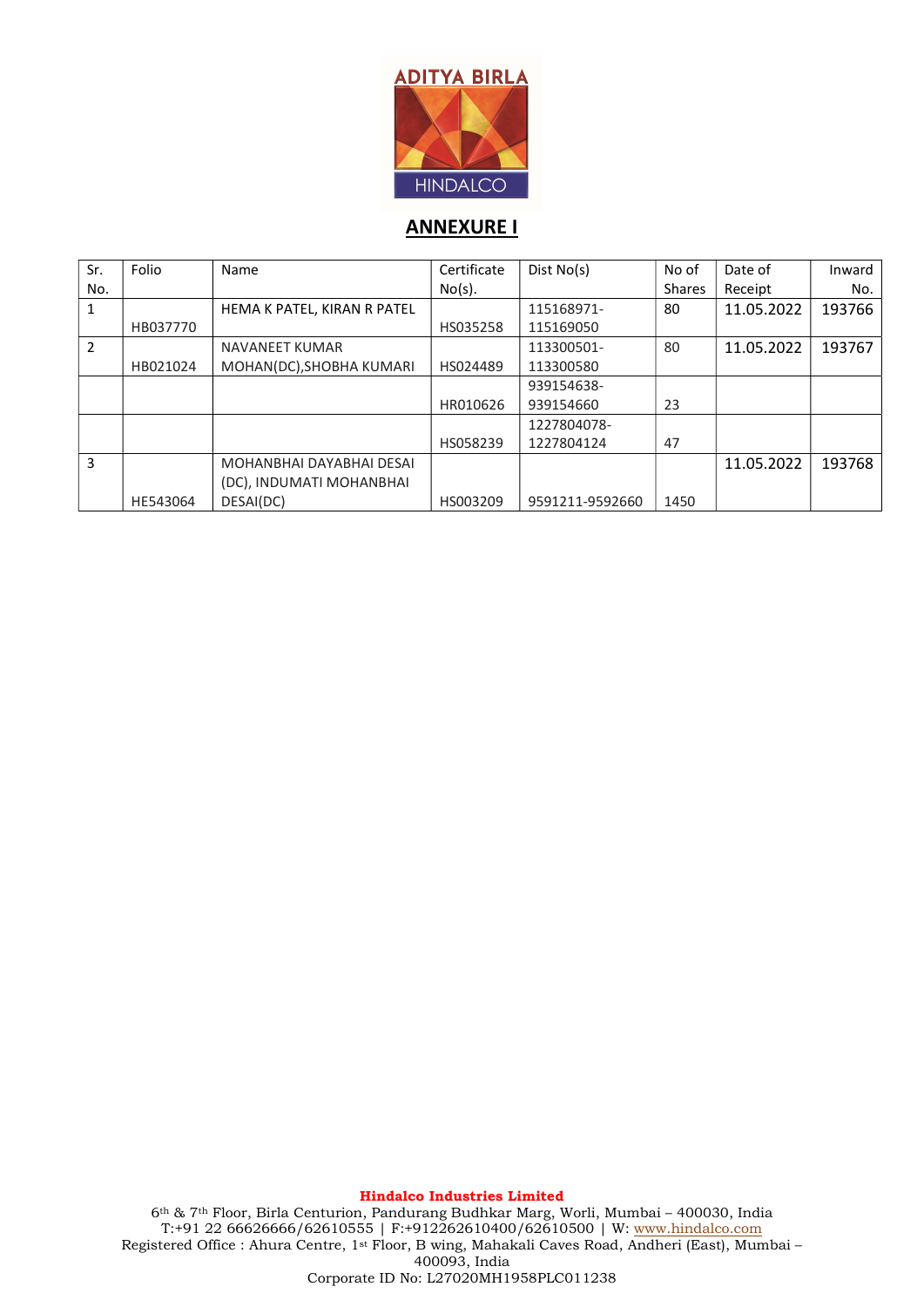## ANNEXURE I

| Sr. No. | Folio | Name | Certificate No(s). | Dist No(s) | No of Shares | Date of Receipt | Inward No. |
|---|---|---|---|---|---|---|---|
| 1 | HB037770 | HEMA K PATEL, KIRAN R PATEL | HS035258 | 115168971-115169050 | 80 | 11.05.2022 | 193766 |
| 2 | HB021024 | NAVANEET KUMAR MOHAN(DC),SHOBHA KUMARI | HS024489 | 113300501-113300580 | 80 | 11.05.2022 | 193767 |
| | | | HR010626 | 939154638-939154660 | 23 | | |
| | | | HS058239 | 1227804078-1227804124 | 47 | | |
| 3 | HE543064 | MOHANBHAI DAYABHAI DESAI (DC), INDUMATI MOHANBHAI DESAI(DC) | HS003209 | 9591211-9592660 | 1450 | 11.05.2022 | 193768 |

**Hindalco Industries Limited**
6th & 7th Floor, Birla Centurion, Pandurang Budhkar Marg, Worli, Mumbai – 400030, India
T:+91 22 66626666/62610555 | F:+912262610400/62610500 | W: www.hindalco.com
Registered Office : Ahura Centre, 1st Floor, B wing, Mahakali Caves Road, Andheri (East), Mumbai – 400093, India
Corporate ID No: L27020MH1958PLC011238